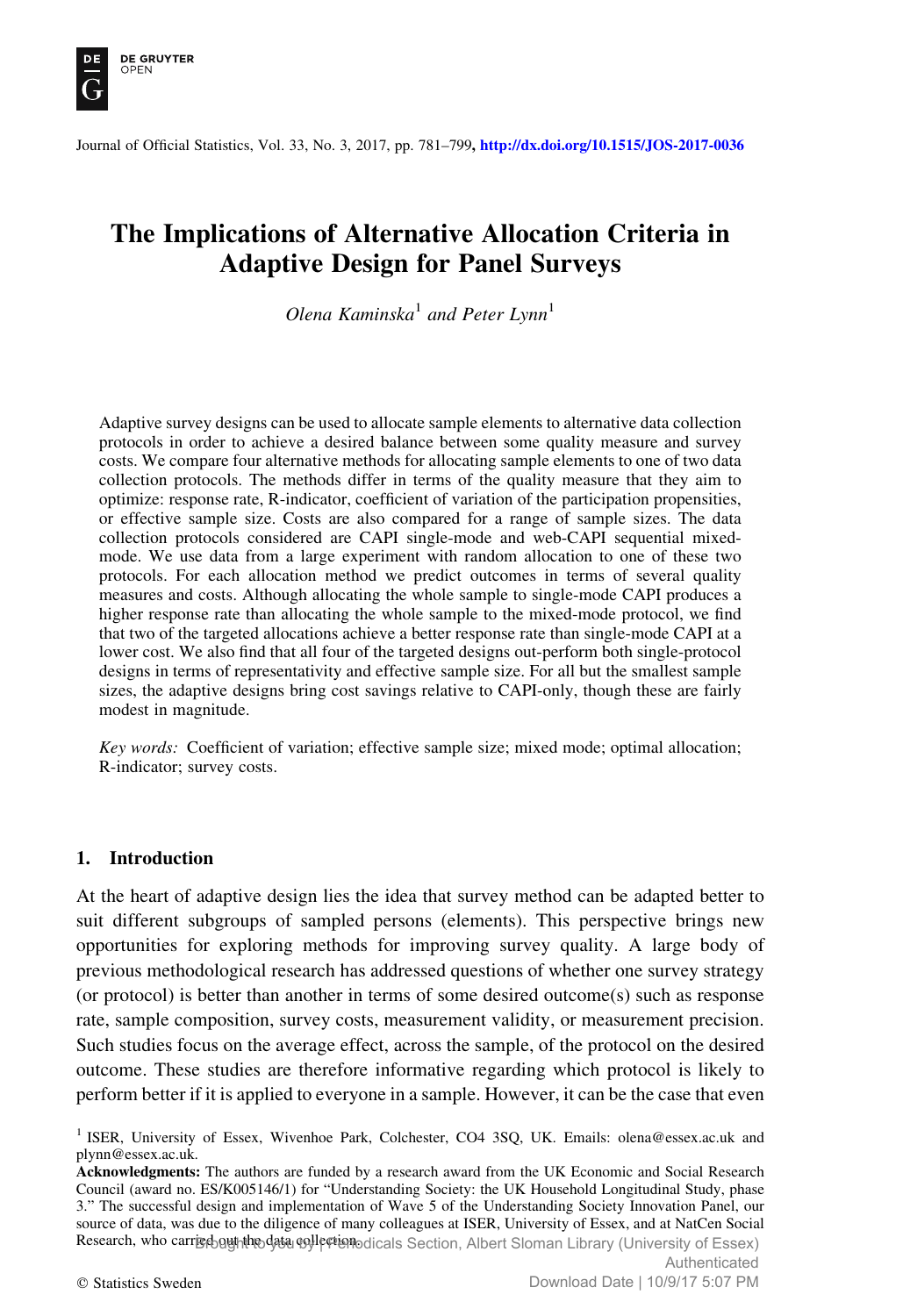# The Implications of Alternative Allocation Criteria in Adaptive Design for Panel Surveys

*Olena Kaminska*[1] *and Peter Lynn*[1]

Adaptive survey designs can be used to allocate sample elements to alternative data collection protocols in order to achieve a desired balance between some quality measure and survey costs. We compare four alternative methods for allocating sample elements to one of two data collection protocols. The methods differ in terms of the quality measure that they aim to optimize: response rate, R-indicator, coefficient of variation of the participation propensities, or effective sample size. Costs are also compared for a range of sample sizes. The data collection protocols considered are CAPI single-mode and web-CAPI sequential mixed-mode. We use data from a large experiment with random allocation to one of these two protocols. For each allocation method we predict outcomes in terms of several quality measures and costs. Although allocating the whole sample to single-mode CAPI produces a higher response rate than allocating the whole sample to the mixed-mode protocol, we find that two of the targeted allocations achieve a better response rate than single-mode CAPI at a lower cost. We also find that all four of the targeted designs out-perform both single-protocol designs in terms of representativity and effective sample size. For all but the smallest sample sizes, the adaptive designs bring cost savings relative to CAPI-only, though these are fairly modest in magnitude.

*Key words:* Coefficient of variation; effective sample size; mixed mode; optimal allocation; R-indicator; survey costs.

## 1. Introduction

At the heart of adaptive design lies the idea that survey method can be adapted better to suit different subgroups of sampled persons (elements). This perspective brings new opportunities for exploring methods for improving survey quality. A large body of previous methodological research has addressed questions of whether one survey strategy (or protocol) is better than another in terms of some desired outcome(s) such as response rate, sample composition, survey costs, measurement validity, or measurement precision. Such studies focus on the average effect, across the sample, of the protocol on the desired outcome. These studies are therefore informative regarding which protocol is likely to perform better if it is applied to everyone in a sample. However, it can be the case that even

[1] ISER, University of Essex, Wivenhoe Park, Colchester, CO4 3SQ, UK. Emails: olena@essex.ac.uk and plynn@essex.ac.uk.

**Acknowledgments:** The authors are funded by a research award from the UK Economic and Social Research Council (award no. ES/K005146/1) for "Understanding Society: the UK Household Longitudinal Study, phase 3." The successful design and implementation of Wave 5 of the Understanding Society Innovation Panel, our source of data, was due to the diligence of many colleagues at ISER, University of Essex, and at NatCen Social Research, who carried out the data collection.

© Statistics Sweden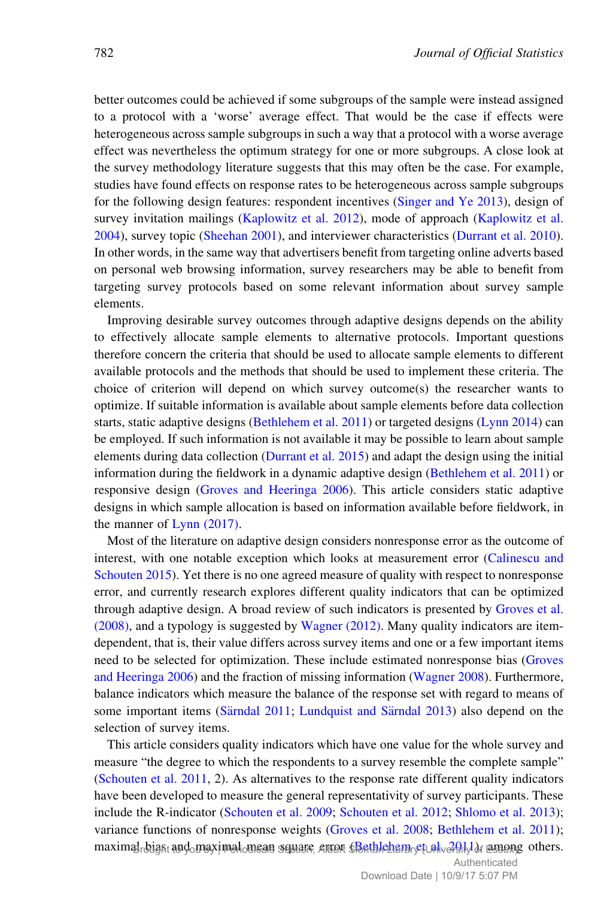better outcomes could be achieved if some subgroups of the sample were instead assigned to a protocol with a 'worse' average effect. That would be the case if effects were heterogeneous across sample subgroups in such a way that a protocol with a worse average effect was nevertheless the optimum strategy for one or more subgroups. A close look at the survey methodology literature suggests that this may often be the case. For example, studies have found effects on response rates to be heterogeneous across sample subgroups for the following design features: respondent incentives (Singer and Ye 2013), design of survey invitation mailings (Kaplowitz et al. 2012), mode of approach (Kaplowitz et al. 2004), survey topic (Sheehan 2001), and interviewer characteristics (Durrant et al. 2010). In other words, in the same way that advertisers benefit from targeting online adverts based on personal web browsing information, survey researchers may be able to benefit from targeting survey protocols based on some relevant information about survey sample elements.

Improving desirable survey outcomes through adaptive designs depends on the ability to effectively allocate sample elements to alternative protocols. Important questions therefore concern the criteria that should be used to allocate sample elements to different available protocols and the methods that should be used to implement these criteria. The choice of criterion will depend on which survey outcome(s) the researcher wants to optimize. If suitable information is available about sample elements before data collection starts, static adaptive designs (Bethlehem et al. 2011) or targeted designs (Lynn 2014) can be employed. If such information is not available it may be possible to learn about sample elements during data collection (Durrant et al. 2015) and adapt the design using the initial information during the fieldwork in a dynamic adaptive design (Bethlehem et al. 2011) or responsive design (Groves and Heeringa 2006). This article considers static adaptive designs in which sample allocation is based on information available before fieldwork, in the manner of Lynn (2017).

Most of the literature on adaptive design considers nonresponse error as the outcome of interest, with one notable exception which looks at measurement error (Calinescu and Schouten 2015). Yet there is no one agreed measure of quality with respect to nonresponse error, and currently research explores different quality indicators that can be optimized through adaptive design. A broad review of such indicators is presented by Groves et al. (2008), and a typology is suggested by Wagner (2012). Many quality indicators are item-dependent, that is, their value differs across survey items and one or a few important items need to be selected for optimization. These include estimated nonresponse bias (Groves and Heeringa 2006) and the fraction of missing information (Wagner 2008). Furthermore, balance indicators which measure the balance of the response set with regard to means of some important items (Särndal 2011; Lundquist and Särndal 2013) also depend on the selection of survey items.

This article considers quality indicators which have one value for the whole survey and measure "the degree to which the respondents to a survey resemble the complete sample" (Schouten et al. 2011, 2). As alternatives to the response rate different quality indicators have been developed to measure the general representativity of survey participants. These include the R-indicator (Schouten et al. 2009; Schouten et al. 2012; Shlomo et al. 2013); variance functions of nonresponse weights (Groves et al. 2008; Bethlehem et al. 2011); maximal bias and maximal mean square error (Bethlehem et al. 2011) among others.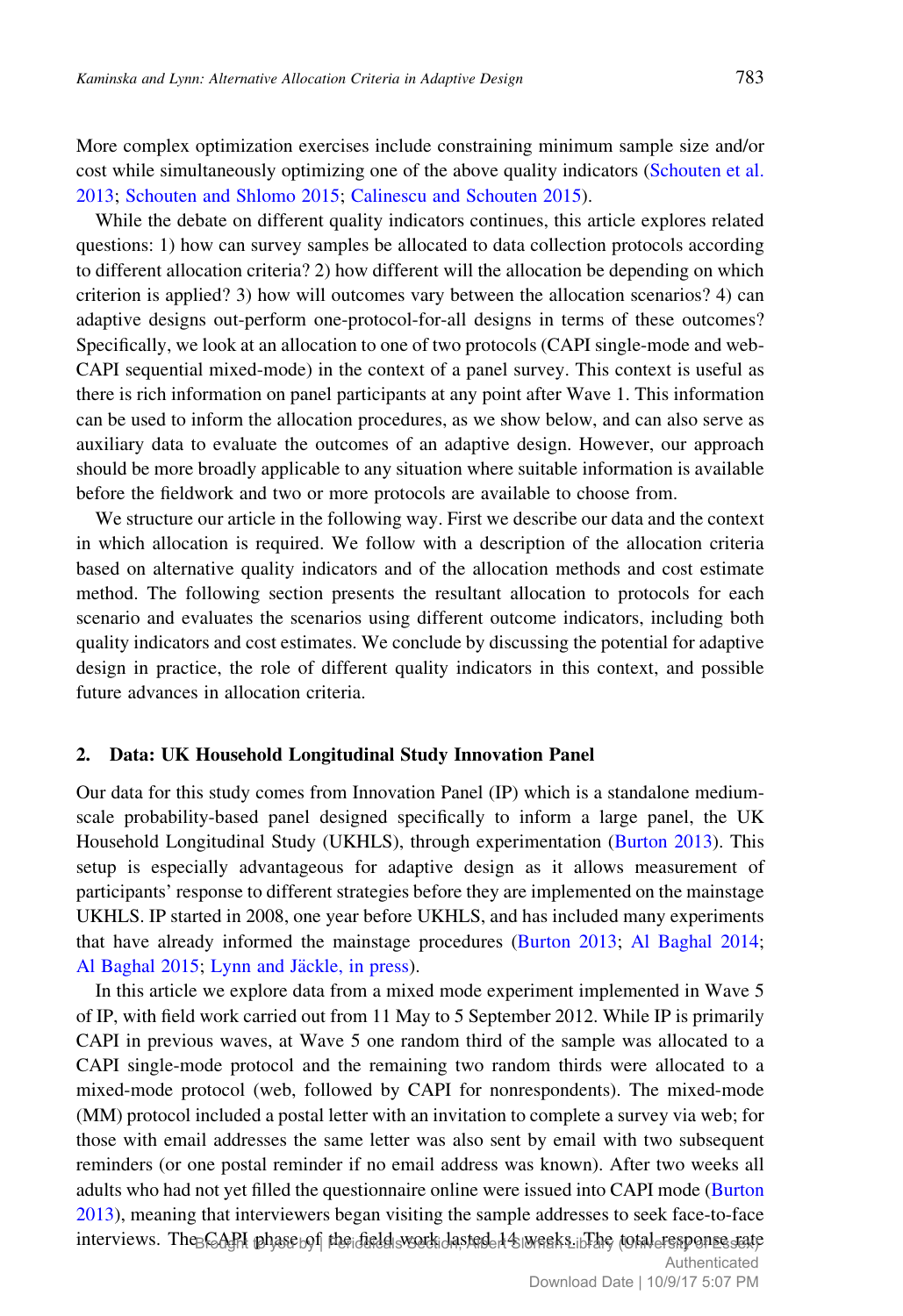More complex optimization exercises include constraining minimum sample size and/or cost while simultaneously optimizing one of the above quality indicators (Schouten et al. 2013; Schouten and Shlomo 2015; Calinescu and Schouten 2015).

While the debate on different quality indicators continues, this article explores related questions: 1) how can survey samples be allocated to data collection protocols according to different allocation criteria? 2) how different will the allocation be depending on which criterion is applied? 3) how will outcomes vary between the allocation scenarios? 4) can adaptive designs out-perform one-protocol-for-all designs in terms of these outcomes? Specifically, we look at an allocation to one of two protocols (CAPI single-mode and web-CAPI sequential mixed-mode) in the context of a panel survey. This context is useful as there is rich information on panel participants at any point after Wave 1. This information can be used to inform the allocation procedures, as we show below, and can also serve as auxiliary data to evaluate the outcomes of an adaptive design. However, our approach should be more broadly applicable to any situation where suitable information is available before the fieldwork and two or more protocols are available to choose from.

We structure our article in the following way. First we describe our data and the context in which allocation is required. We follow with a description of the allocation criteria based on alternative quality indicators and of the allocation methods and cost estimate method. The following section presents the resultant allocation to protocols for each scenario and evaluates the scenarios using different outcome indicators, including both quality indicators and cost estimates. We conclude by discussing the potential for adaptive design in practice, the role of different quality indicators in this context, and possible future advances in allocation criteria.

## 2. Data: UK Household Longitudinal Study Innovation Panel

Our data for this study comes from Innovation Panel (IP) which is a standalone medium-scale probability-based panel designed specifically to inform a large panel, the UK Household Longitudinal Study (UKHLS), through experimentation (Burton 2013). This setup is especially advantageous for adaptive design as it allows measurement of participants' response to different strategies before they are implemented on the mainstage UKHLS. IP started in 2008, one year before UKHLS, and has included many experiments that have already informed the mainstage procedures (Burton 2013; Al Baghal 2014; Al Baghal 2015; Lynn and Jäckle, in press).

In this article we explore data from a mixed mode experiment implemented in Wave 5 of IP, with field work carried out from 11 May to 5 September 2012. While IP is primarily CAPI in previous waves, at Wave 5 one random third of the sample was allocated to a CAPI single-mode protocol and the remaining two random thirds were allocated to a mixed-mode protocol (web, followed by CAPI for nonrespondents). The mixed-mode (MM) protocol included a postal letter with an invitation to complete a survey via web; for those with email addresses the same letter was also sent by email with two subsequent reminders (or one postal reminder if no email address was known). After two weeks all adults who had not yet filled the questionnaire online were issued into CAPI mode (Burton 2013), meaning that interviewers began visiting the sample addresses to seek face-to-face interviews. The CAPI phase of the field work lasted 14 weeks. The total response rate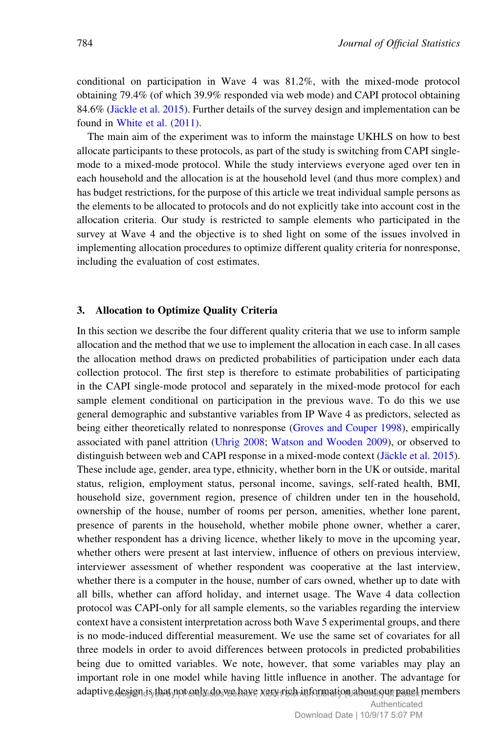conditional on participation in Wave 4 was 81.2%, with the mixed-mode protocol obtaining 79.4% (of which 39.9% responded via web mode) and CAPI protocol obtaining 84.6% (Jäckle et al. 2015). Further details of the survey design and implementation can be found in White et al. (2011).

The main aim of the experiment was to inform the mainstage UKHLS on how to best allocate participants to these protocols, as part of the study is switching from CAPI single-mode to a mixed-mode protocol. While the study interviews everyone aged over ten in each household and the allocation is at the household level (and thus more complex) and has budget restrictions, for the purpose of this article we treat individual sample persons as the elements to be allocated to protocols and do not explicitly take into account cost in the allocation criteria. Our study is restricted to sample elements who participated in the survey at Wave 4 and the objective is to shed light on some of the issues involved in implementing allocation procedures to optimize different quality criteria for nonresponse, including the evaluation of cost estimates.

## 3. Allocation to Optimize Quality Criteria

In this section we describe the four different quality criteria that we use to inform sample allocation and the method that we use to implement the allocation in each case. In all cases the allocation method draws on predicted probabilities of participation under each data collection protocol. The first step is therefore to estimate probabilities of participating in the CAPI single-mode protocol and separately in the mixed-mode protocol for each sample element conditional on participation in the previous wave. To do this we use general demographic and substantive variables from IP Wave 4 as predictors, selected as being either theoretically related to nonresponse (Groves and Couper 1998), empirically associated with panel attrition (Uhrig 2008; Watson and Wooden 2009), or observed to distinguish between web and CAPI response in a mixed-mode context (Jäckle et al. 2015). These include age, gender, area type, ethnicity, whether born in the UK or outside, marital status, religion, employment status, personal income, savings, self-rated health, BMI, household size, government region, presence of children under ten in the household, ownership of the house, number of rooms per person, amenities, whether lone parent, presence of parents in the household, whether mobile phone owner, whether a carer, whether respondent has a driving licence, whether likely to move in the upcoming year, whether others were present at last interview, influence of others on previous interview, interviewer assessment of whether respondent was cooperative at the last interview, whether there is a computer in the house, number of cars owned, whether up to date with all bills, whether can afford holiday, and internet usage. The Wave 4 data collection protocol was CAPI-only for all sample elements, so the variables regarding the interview context have a consistent interpretation across both Wave 5 experimental groups, and there is no mode-induced differential measurement. We use the same set of covariates for all three models in order to avoid differences between protocols in predicted probabilities being due to omitted variables. We note, however, that some variables may play an important role in one model while having little influence in another. The advantage for adaptive design is that not only do we have very rich information about our panel members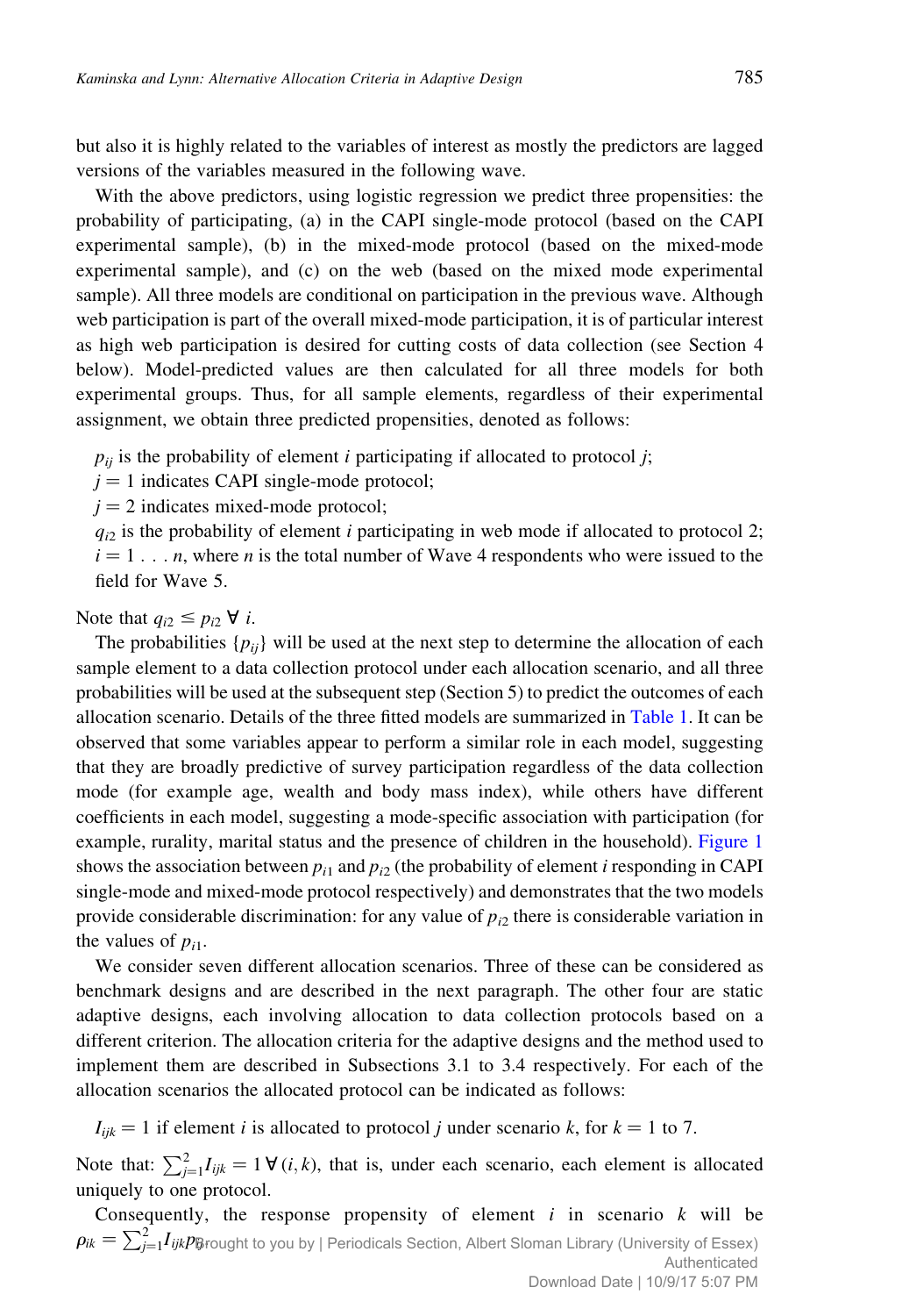but also it is highly related to the variables of interest as mostly the predictors are lagged versions of the variables measured in the following wave.

With the above predictors, using logistic regression we predict three propensities: the probability of participating, (a) in the CAPI single-mode protocol (based on the CAPI experimental sample), (b) in the mixed-mode protocol (based on the mixed-mode experimental sample), and (c) on the web (based on the mixed mode experimental sample). All three models are conditional on participation in the previous wave. Although web participation is part of the overall mixed-mode participation, it is of particular interest as high web participation is desired for cutting costs of data collection (see Section 4 below). Model-predicted values are then calculated for all three models for both experimental groups. Thus, for all sample elements, regardless of their experimental assignment, we obtain three predicted propensities, denoted as follows:

$p_{ij}$ is the probability of element $i$ participating if allocated to protocol $j$;
$j = 1$ indicates CAPI single-mode protocol;
$j = 2$ indicates mixed-mode protocol;
$q_{i2}$ is the probability of element $i$ participating in web mode if allocated to protocol 2;
$i = 1 \ldots n$, where $n$ is the total number of Wave 4 respondents who were issued to the field for Wave 5.

Note that $q_{i2} \leq p_{i2} \; \forall \; i$.

The probabilities $\{p_{ij}\}$ will be used at the next step to determine the allocation of each sample element to a data collection protocol under each allocation scenario, and all three probabilities will be used at the subsequent step (Section 5) to predict the outcomes of each allocation scenario. Details of the three fitted models are summarized in Table 1. It can be observed that some variables appear to perform a similar role in each model, suggesting that they are broadly predictive of survey participation regardless of the data collection mode (for example age, wealth and body mass index), while others have different coefficients in each model, suggesting a mode-specific association with participation (for example, rurality, marital status and the presence of children in the household). Figure 1 shows the association between $p_{i1}$ and $p_{i2}$ (the probability of element $i$ responding in CAPI single-mode and mixed-mode protocol respectively) and demonstrates that the two models provide considerable discrimination: for any value of $p_{i2}$ there is considerable variation in the values of $p_{i1}$.

We consider seven different allocation scenarios. Three of these can be considered as benchmark designs and are described in the next paragraph. The other four are static adaptive designs, each involving allocation to data collection protocols based on a different criterion. The allocation criteria for the adaptive designs and the method used to implement them are described in Subsections 3.1 to 3.4 respectively. For each of the allocation scenarios the allocated protocol can be indicated as follows:

$I_{ijk} = 1$ if element $i$ is allocated to protocol $j$ under scenario $k$, for $k = 1$ to 7.

Note that: $\sum_{j=1}^{2} I_{ijk} = 1 \; \forall \, (i, k)$, that is, under each scenario, each element is allocated uniquely to one protocol.

Consequently, the response propensity of element $i$ in scenario $k$ will be $\rho_{ik} = \sum_{j=1}^{2} I_{ijk} p_{ij}$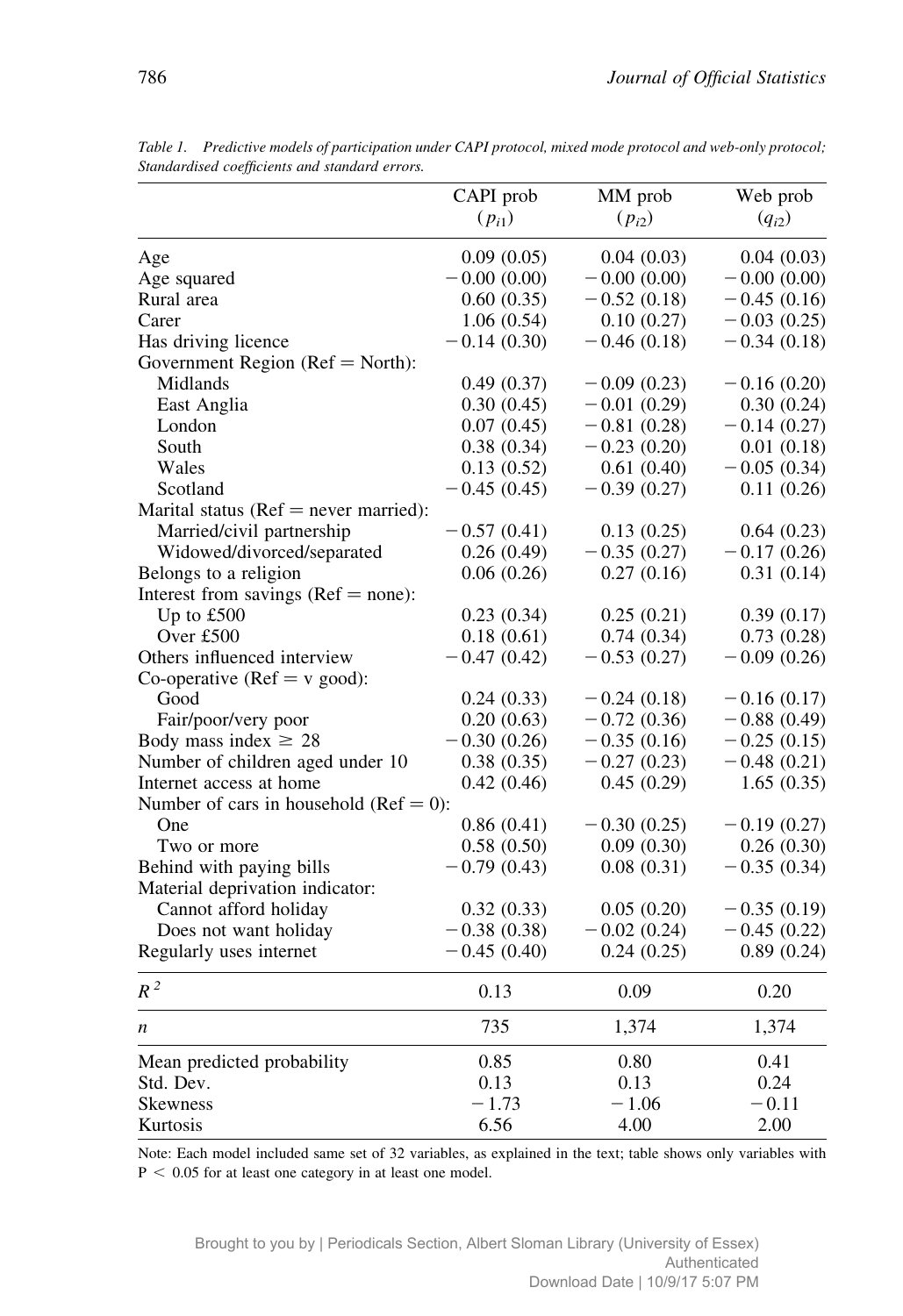*Table 1. Predictive models of participation under CAPI protocol, mixed mode protocol and web-only protocol; Standardised coefficients and standard errors.*

| | CAPI prob ($p_{i1}$) | MM prob ($p_{i2}$) | Web prob ($q_{i2}$) |
|---|---|---|---|
| Age | 0.09 (0.05) | 0.04 (0.03) | 0.04 (0.03) |
| Age squared | −0.00 (0.00) | −0.00 (0.00) | −0.00 (0.00) |
| Rural area | 0.60 (0.35) | −0.52 (0.18) | −0.45 (0.16) |
| Carer | 1.06 (0.54) | 0.10 (0.27) | −0.03 (0.25) |
| Has driving licence | −0.14 (0.30) | −0.46 (0.18) | −0.34 (0.18) |
| Government Region (Ref = North): | | | |
| Midlands | 0.49 (0.37) | −0.09 (0.23) | −0.16 (0.20) |
| East Anglia | 0.30 (0.45) | −0.01 (0.29) | 0.30 (0.24) |
| London | 0.07 (0.45) | −0.81 (0.28) | −0.14 (0.27) |
| South | 0.38 (0.34) | −0.23 (0.20) | 0.01 (0.18) |
| Wales | 0.13 (0.52) | 0.61 (0.40) | −0.05 (0.34) |
| Scotland | −0.45 (0.45) | −0.39 (0.27) | 0.11 (0.26) |
| Marital status (Ref = never married): | | | |
| Married/civil partnership | −0.57 (0.41) | 0.13 (0.25) | 0.64 (0.23) |
| Widowed/divorced/separated | 0.26 (0.49) | −0.35 (0.27) | −0.17 (0.26) |
| Belongs to a religion | 0.06 (0.26) | 0.27 (0.16) | 0.31 (0.14) |
| Interest from savings (Ref = none): | | | |
| Up to £500 | 0.23 (0.34) | 0.25 (0.21) | 0.39 (0.17) |
| Over £500 | 0.18 (0.61) | 0.74 (0.34) | 0.73 (0.28) |
| Others influenced interview | −0.47 (0.42) | −0.53 (0.27) | −0.09 (0.26) |
| Co-operative (Ref = v good): | | | |
| Good | 0.24 (0.33) | −0.24 (0.18) | −0.16 (0.17) |
| Fair/poor/very poor | 0.20 (0.63) | −0.72 (0.36) | −0.88 (0.49) |
| Body mass index ≥ 28 | −0.30 (0.26) | −0.35 (0.16) | −0.25 (0.15) |
| Number of children aged under 10 | 0.38 (0.35) | −0.27 (0.23) | −0.48 (0.21) |
| Internet access at home | 0.42 (0.46) | 0.45 (0.29) | 1.65 (0.35) |
| Number of cars in household (Ref = 0): | | | |
| One | 0.86 (0.41) | −0.30 (0.25) | −0.19 (0.27) |
| Two or more | 0.58 (0.50) | 0.09 (0.30) | 0.26 (0.30) |
| Behind with paying bills | −0.79 (0.43) | 0.08 (0.31) | −0.35 (0.34) |
| Material deprivation indicator: | | | |
| Cannot afford holiday | 0.32 (0.33) | 0.05 (0.20) | −0.35 (0.19) |
| Does not want holiday | −0.38 (0.38) | −0.02 (0.24) | −0.45 (0.22) |
| Regularly uses internet | −0.45 (0.40) | 0.24 (0.25) | 0.89 (0.24) |
| $R^2$ | 0.13 | 0.09 | 0.20 |
| $n$ | 735 | 1,374 | 1,374 |
| Mean predicted probability | 0.85 | 0.80 | 0.41 |
| Std. Dev. | 0.13 | 0.13 | 0.24 |
| Skewness | −1.73 | −1.06 | −0.11 |
| Kurtosis | 6.56 | 4.00 | 2.00 |

Note: Each model included same set of 32 variables, as explained in the text; table shows only variables with $P < 0.05$ for at least one category in at least one model.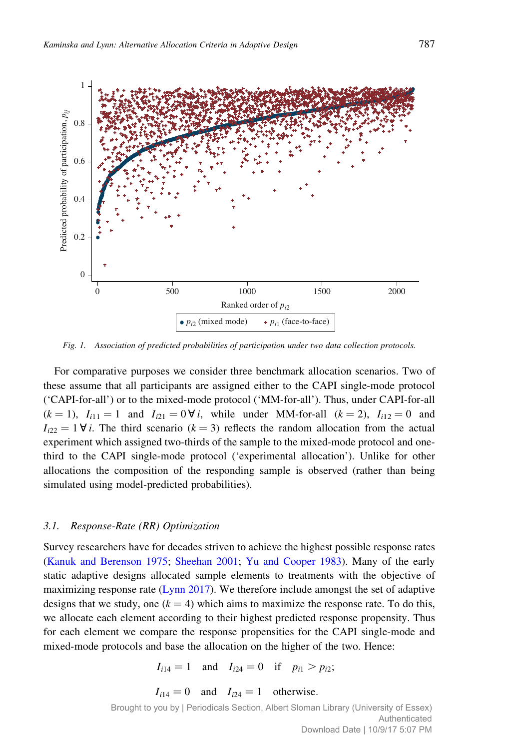Fig. 1. Association of predicted probabilities of participation under two data collection protocols.

For comparative purposes we consider three benchmark allocation scenarios. Two of these assume that all participants are assigned either to the CAPI single-mode protocol ('CAPI-for-all') or to the mixed-mode protocol ('MM-for-all'). Thus, under CAPI-for-all ($k = 1$), $I_{i11} = 1$ and $I_{i21} = 0 \, \forall \, i$, while under MM-for-all ($k = 2$), $I_{i12} = 0$ and $I_{i22} = 1 \, \forall \, i$. The third scenario ($k = 3$) reflects the random allocation from the actual experiment which assigned two-thirds of the sample to the mixed-mode protocol and one-third to the CAPI single-mode protocol ('experimental allocation'). Unlike for other allocations the composition of the responding sample is observed (rather than being simulated using model-predicted probabilities).

### 3.1. Response-Rate (RR) Optimization

Survey researchers have for decades striven to achieve the highest possible response rates (Kanuk and Berenson 1975; Sheehan 2001; Yu and Cooper 1983). Many of the early static adaptive designs allocated sample elements to treatments with the objective of maximizing response rate (Lynn 2017). We therefore include amongst the set of adaptive designs that we study, one ($k = 4$) which aims to maximize the response rate. To do this, we allocate each element according to their highest predicted response propensity. Thus for each element we compare the response propensities for the CAPI single-mode and mixed-mode protocols and base the allocation on the higher of the two. Hence:

$$I_{i14} = 1 \quad \text{and} \quad I_{i24} = 0 \quad \text{if} \quad p_{i1} > p_{i2};$$

$$I_{i14} = 0 \quad \text{and} \quad I_{i24} = 1 \quad \text{otherwise.}$$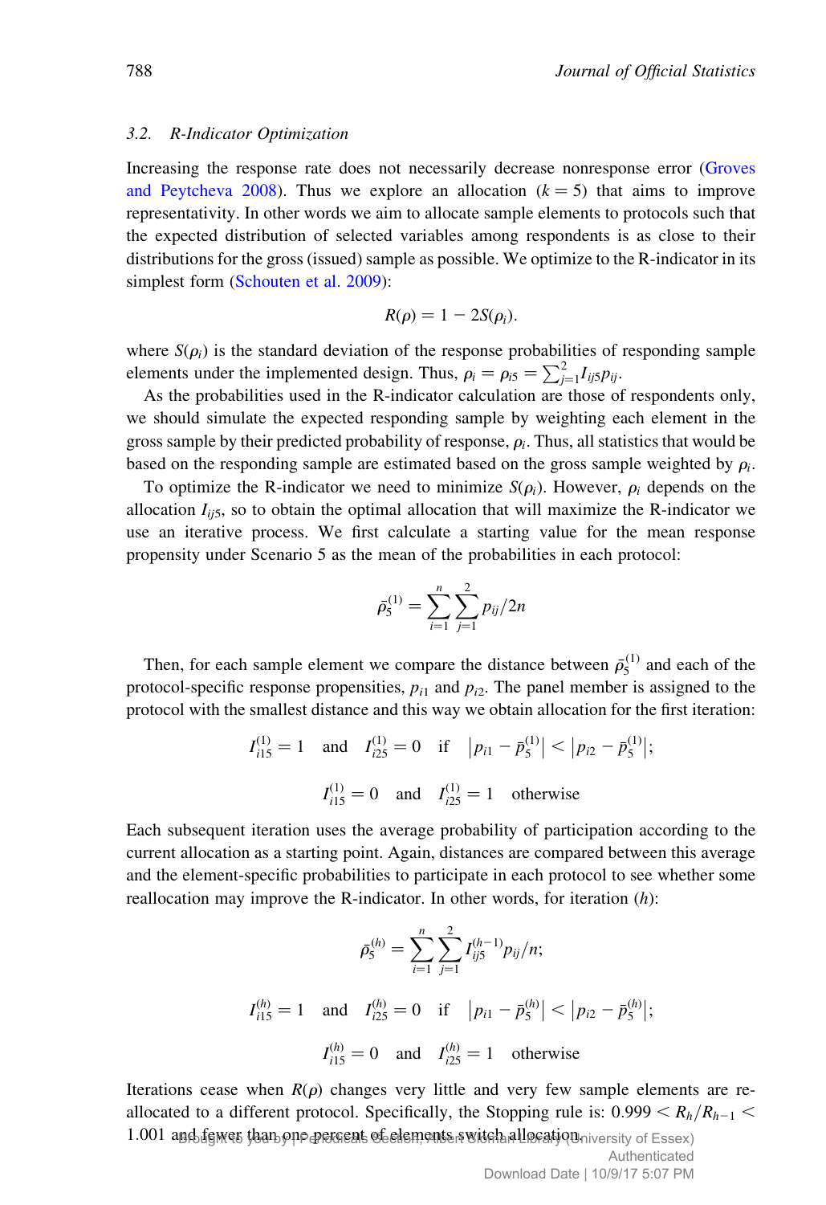### 3.2. R-Indicator Optimization

Increasing the response rate does not necessarily decrease nonresponse error (Groves and Peytcheva 2008). Thus we explore an allocation ($k = 5$) that aims to improve representativity. In other words we aim to allocate sample elements to protocols such that the expected distribution of selected variables among respondents is as close to their distributions for the gross (issued) sample as possible. We optimize to the R-indicator in its simplest form (Schouten et al. 2009):

$$R(\rho) = 1 - 2S(\rho_i).$$

where $S(\rho_i)$ is the standard deviation of the response probabilities of responding sample elements under the implemented design. Thus, $\rho_i = \rho_{i5} = \sum_{j=1}^{2} I_{ij5} p_{ij}$.

As the probabilities used in the R-indicator calculation are those of respondents only, we should simulate the expected responding sample by weighting each element in the gross sample by their predicted probability of response, $\rho_i$. Thus, all statistics that would be based on the responding sample are estimated based on the gross sample weighted by $\rho_i$.

To optimize the R-indicator we need to minimize $S(\rho_i)$. However, $\rho_i$ depends on the allocation $I_{ij5}$, so to obtain the optimal allocation that will maximize the R-indicator we use an iterative process. We first calculate a starting value for the mean response propensity under Scenario 5 as the mean of the probabilities in each protocol:

$$\bar{\rho}_5^{(1)} = \sum_{i=1}^{n} \sum_{j=1}^{2} p_{ij} / 2n$$

Then, for each sample element we compare the distance between $\bar{\rho}_5^{(1)}$ and each of the protocol-specific response propensities, $p_{i1}$ and $p_{i2}$. The panel member is assigned to the protocol with the smallest distance and this way we obtain allocation for the first iteration:

$$I_{i15}^{(1)} = 1 \quad \text{and} \quad I_{i25}^{(1)} = 0 \quad \text{if} \quad \left| p_{i1} - \bar{\rho}_5^{(1)} \right| < \left| p_{i2} - \bar{\rho}_5^{(1)} \right|;$$

$$I_{i15}^{(1)} = 0 \quad \text{and} \quad I_{i25}^{(1)} = 1 \quad \text{otherwise}$$

Each subsequent iteration uses the average probability of participation according to the current allocation as a starting point. Again, distances are compared between this average and the element-specific probabilities to participate in each protocol to see whether some reallocation may improve the R-indicator. In other words, for iteration ($h$):

$$\bar{\rho}_5^{(h)} = \sum_{i=1}^{n} \sum_{j=1}^{2} I_{ij5}^{(h-1)} p_{ij} / n;$$

$$I_{i15}^{(h)} = 1 \quad \text{and} \quad I_{i25}^{(h)} = 0 \quad \text{if} \quad \left| p_{i1} - \bar{\rho}_5^{(h)} \right| < \left| p_{i2} - \bar{\rho}_5^{(h)} \right|;$$

$$I_{i15}^{(h)} = 0 \quad \text{and} \quad I_{i25}^{(h)} = 1 \quad \text{otherwise}$$

Iterations cease when $R(\rho)$ changes very little and very few sample elements are re-allocated to a different protocol. Specifically, the Stopping rule is: $0.999 < R_h / R_{h-1} < 1.001$ and fewer than one percent of elements switch allocation.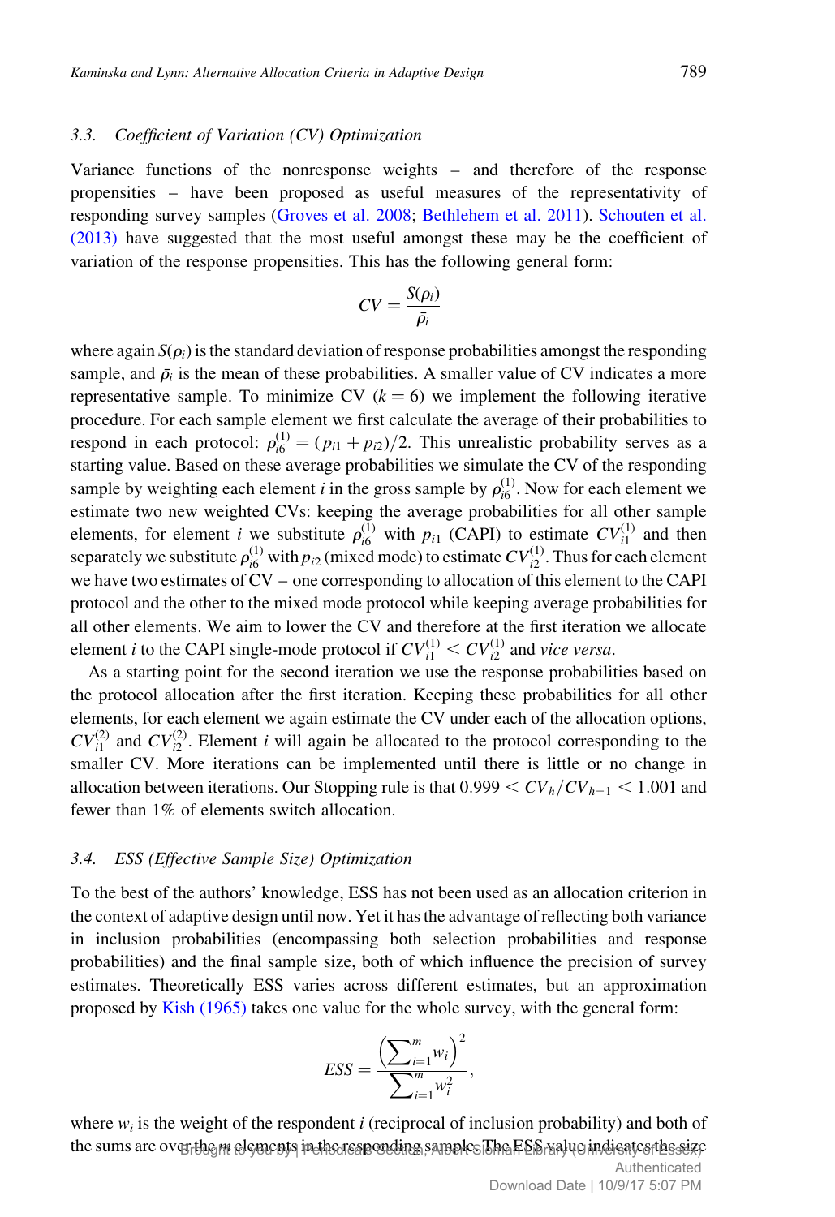### 3.3. Coefficient of Variation (CV) Optimization

Variance functions of the nonresponse weights – and therefore of the response propensities – have been proposed as useful measures of the representativity of responding survey samples (Groves et al. 2008; Bethlehem et al. 2011). Schouten et al. (2013) have suggested that the most useful amongst these may be the coefficient of variation of the response propensities. This has the following general form:

$$CV = \frac{S(\rho_i)}{\bar{\rho}_i}$$

where again $S(\rho_i)$ is the standard deviation of response probabilities amongst the responding sample, and $\bar{\rho}_i$ is the mean of these probabilities. A smaller value of CV indicates a more representative sample. To minimize CV ($k = 6$) we implement the following iterative procedure. For each sample element we first calculate the average of their probabilities to respond in each protocol: $\rho_{i6}^{(1)} = (p_{i1} + p_{i2})/2$. This unrealistic probability serves as a starting value. Based on these average probabilities we simulate the CV of the responding sample by weighting each element $i$ in the gross sample by $\rho_{i6}^{(1)}$. Now for each element we estimate two new weighted CVs: keeping the average probabilities for all other sample elements, for element $i$ we substitute $\rho_{i6}^{(1)}$ with $p_{i1}$ (CAPI) to estimate $CV_{i1}^{(1)}$ and then separately we substitute $\rho_{i6}^{(1)}$ with $p_{i2}$ (mixed mode) to estimate $CV_{i2}^{(1)}$. Thus for each element we have two estimates of CV – one corresponding to allocation of this element to the CAPI protocol and the other to the mixed mode protocol while keeping average probabilities for all other elements. We aim to lower the CV and therefore at the first iteration we allocate element $i$ to the CAPI single-mode protocol if $CV_{i1}^{(1)} < CV_{i2}^{(1)}$ and *vice versa*.

As a starting point for the second iteration we use the response probabilities based on the protocol allocation after the first iteration. Keeping these probabilities for all other elements, for each element we again estimate the CV under each of the allocation options, $CV_{i1}^{(2)}$ and $CV_{i2}^{(2)}$. Element $i$ will again be allocated to the protocol corresponding to the smaller CV. More iterations can be implemented until there is little or no change in allocation between iterations. Our Stopping rule is that $0.999 < CV_h/CV_{h-1} < 1.001$ and fewer than 1% of elements switch allocation.

### 3.4. ESS (Effective Sample Size) Optimization

To the best of the authors' knowledge, ESS has not been used as an allocation criterion in the context of adaptive design until now. Yet it has the advantage of reflecting both variance in inclusion probabilities (encompassing both selection probabilities and response probabilities) and the final sample size, both of which influence the precision of survey estimates. Theoretically ESS varies across different estimates, but an approximation proposed by Kish (1965) takes one value for the whole survey, with the general form:

$$ESS = \frac{\left(\sum_{i=1}^{m} w_i\right)^2}{\sum_{i=1}^{m} w_i^2},$$

where $w_i$ is the weight of the respondent $i$ (reciprocal of inclusion probability) and both of the sums are over the $m$ elements in the responding sample. The ESS value indicates the size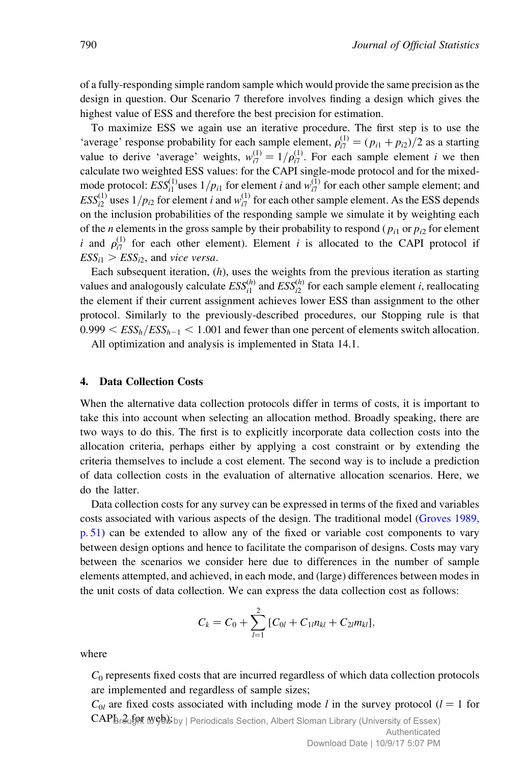of a fully-responding simple random sample which would provide the same precision as the design in question. Our Scenario 7 therefore involves finding a design which gives the highest value of ESS and therefore the best precision for estimation.

To maximize ESS we again use an iterative procedure. The first step is to use the 'average' response probability for each sample element, $\rho_{i7}^{(1)} = (p_{i1} + p_{i2})/2$ as a starting value to derive 'average' weights, $w_{i7}^{(1)} = 1/\rho_{i7}^{(1)}$. For each sample element $i$ we then calculate two weighted ESS values: for the CAPI single-mode protocol and for the mixed-mode protocol: $ESS_{i1}^{(1)}$uses $1/p_{i1}$ for element $i$ and $w_{i7}^{(1)}$ for each other sample element; and $ESS_{i2}^{(1)}$ uses $1/p_{i2}$ for element $i$ and $w_{i7}^{(1)}$ for each other sample element. As the ESS depends on the inclusion probabilities of the responding sample we simulate it by weighting each of the $n$ elements in the gross sample by their probability to respond ($p_{i1}$ or $p_{i2}$ for element $i$ and $\rho_{i7}^{(1)}$ for each other element). Element $i$ is allocated to the CAPI protocol if $ESS_{i1} > ESS_{i2}$, and *vice versa*.

Each subsequent iteration, ($h$), uses the weights from the previous iteration as starting values and analogously calculate $ESS_{i1}^{(h)}$ and $ESS_{i2}^{(h)}$ for each sample element $i$, reallocating the element if their current assignment achieves lower ESS than assignment to the other protocol. Similarly to the previously-described procedures, our Stopping rule is that $0.999 < ESS_h/ESS_{h-1} < 1.001$ and fewer than one percent of elements switch allocation.

All optimization and analysis is implemented in Stata 14.1.

## 4. Data Collection Costs

When the alternative data collection protocols differ in terms of costs, it is important to take this into account when selecting an allocation method. Broadly speaking, there are two ways to do this. The first is to explicitly incorporate data collection costs into the allocation criteria, perhaps either by applying a cost constraint or by extending the criteria themselves to include a cost element. The second way is to include a prediction of data collection costs in the evaluation of alternative allocation scenarios. Here, we do the latter.

Data collection costs for any survey can be expressed in terms of the fixed and variables costs associated with various aspects of the design. The traditional model (Groves 1989, p. 51) can be extended to allow any of the fixed or variable cost components to vary between design options and hence to facilitate the comparison of designs. Costs may vary between the scenarios we consider here due to differences in the number of sample elements attempted, and achieved, in each mode, and (large) differences between modes in the unit costs of data collection. We can express the data collection cost as follows:

$$C_k = C_0 + \sum_{l=1}^{2} [C_{0l} + C_{1l}n_{kl} + C_{2l}m_{kl}],$$

where

$C_0$ represents fixed costs that are incurred regardless of which data collection protocols are implemented and regardless of sample sizes;

$C_{0l}$ are fixed costs associated with including mode $l$ in the survey protocol ($l = 1$ for CAPI, 2 for web);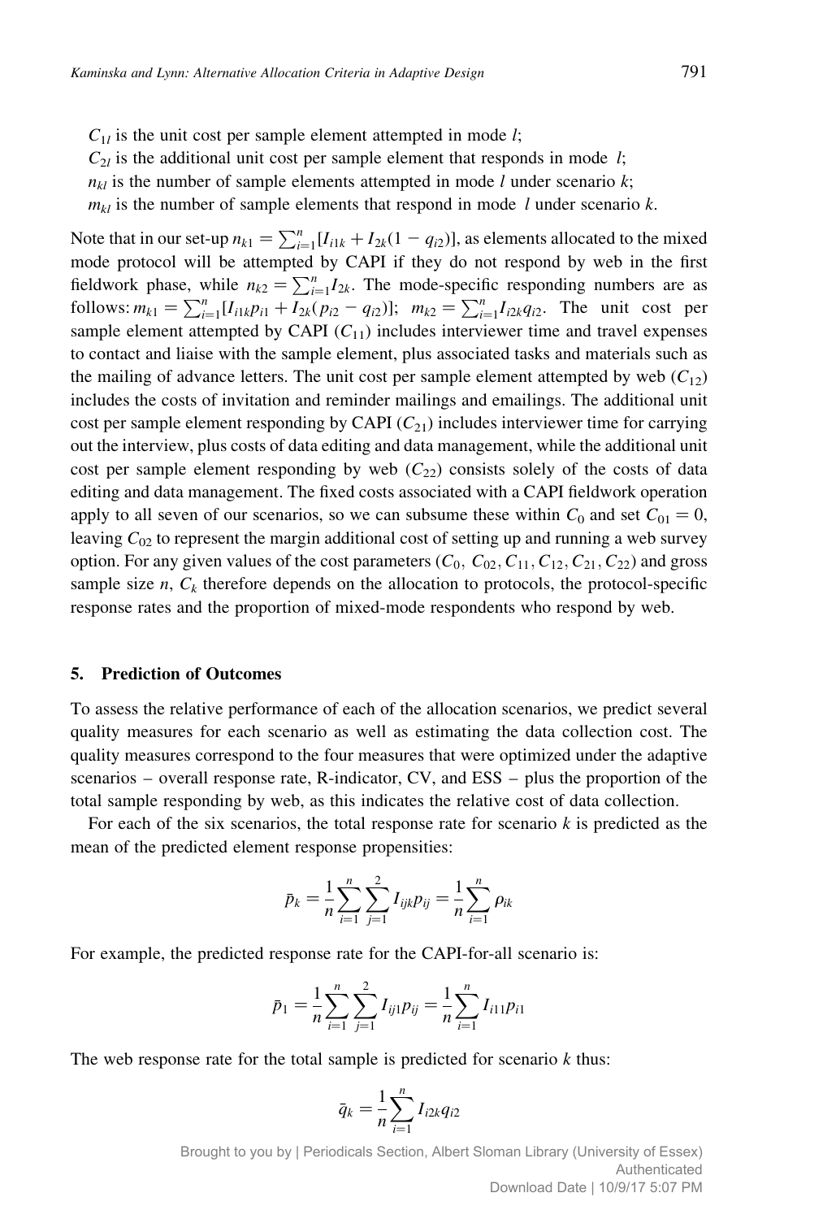$C_{1l}$ is the unit cost per sample element attempted in mode $l$;

$C_{2l}$ is the additional unit cost per sample element that responds in mode $l$;

$n_{kl}$ is the number of sample elements attempted in mode $l$ under scenario $k$;

$m_{kl}$ is the number of sample elements that respond in mode $l$ under scenario $k$.

Note that in our set-up $n_{k1} = \sum_{i=1}^{n}[I_{i1k} + I_{2k}(1 - q_{i2})]$, as elements allocated to the mixed mode protocol will be attempted by CAPI if they do not respond by web in the first fieldwork phase, while $n_{k2} = \sum_{i=1}^{n} I_{2k}$. The mode-specific responding numbers are as follows: $m_{k1} = \sum_{i=1}^{n}[I_{i1k}p_{i1} + I_{2k}(p_{i2} - q_{i2})]$; $m_{k2} = \sum_{i=1}^{n} I_{i2k}q_{i2}$. The unit cost per sample element attempted by CAPI ($C_{11}$) includes interviewer time and travel expenses to contact and liaise with the sample element, plus associated tasks and materials such as the mailing of advance letters. The unit cost per sample element attempted by web ($C_{12}$) includes the costs of invitation and reminder mailings and emailings. The additional unit cost per sample element responding by CAPI ($C_{21}$) includes interviewer time for carrying out the interview, plus costs of data editing and data management, while the additional unit cost per sample element responding by web ($C_{22}$) consists solely of the costs of data editing and data management. The fixed costs associated with a CAPI fieldwork operation apply to all seven of our scenarios, so we can subsume these within $C_0$ and set $C_{01} = 0$, leaving $C_{02}$ to represent the margin additional cost of setting up and running a web survey option. For any given values of the cost parameters ($C_0$, $C_{02}$, $C_{11}$, $C_{12}$, $C_{21}$, $C_{22}$) and gross sample size $n$, $C_k$ therefore depends on the allocation to protocols, the protocol-specific response rates and the proportion of mixed-mode respondents who respond by web.

## 5. Prediction of Outcomes

To assess the relative performance of each of the allocation scenarios, we predict several quality measures for each scenario as well as estimating the data collection cost. The quality measures correspond to the four measures that were optimized under the adaptive scenarios – overall response rate, R-indicator, CV, and ESS – plus the proportion of the total sample responding by web, as this indicates the relative cost of data collection.

For each of the six scenarios, the total response rate for scenario $k$ is predicted as the mean of the predicted element response propensities:

$$\bar{p}_k = \frac{1}{n}\sum_{i=1}^{n}\sum_{j=1}^{2} I_{ijk}p_{ij} = \frac{1}{n}\sum_{i=1}^{n}\rho_{ik}$$

For example, the predicted response rate for the CAPI-for-all scenario is:

$$\bar{p}_1 = \frac{1}{n}\sum_{i=1}^{n}\sum_{j=1}^{2} I_{ij1}p_{ij} = \frac{1}{n}\sum_{i=1}^{n} I_{i11}p_{i1}$$

The web response rate for the total sample is predicted for scenario $k$ thus:

$$\bar{q}_k = \frac{1}{n}\sum_{i=1}^{n} I_{i2k}q_{i2}$$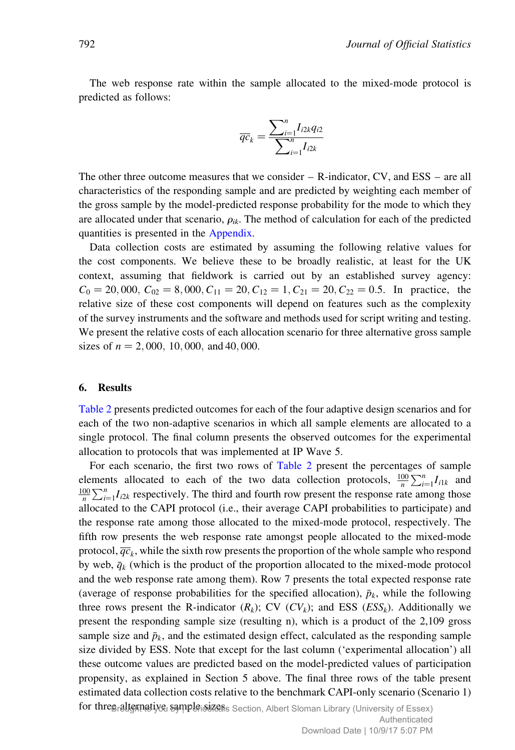The web response rate within the sample allocated to the mixed-mode protocol is predicted as follows:

$$\overline{qc}_k = \frac{\sum_{i=1}^{n} I_{i2k} q_{i2}}{\sum_{i=1}^{n} I_{i2k}}$$

The other three outcome measures that we consider – R-indicator, CV, and ESS – are all characteristics of the responding sample and are predicted by weighting each member of the gross sample by the model-predicted response probability for the mode to which they are allocated under that scenario, $\rho_{ik}$. The method of calculation for each of the predicted quantities is presented in the Appendix.

Data collection costs are estimated by assuming the following relative values for the cost components. We believe these to be broadly realistic, at least for the UK context, assuming that fieldwork is carried out by an established survey agency: $C_0 = 20,000$, $C_{02} = 8,000$, $C_{11} = 20$, $C_{12} = 1$, $C_{21} = 20$, $C_{22} = 0.5$. In practice, the relative size of these cost components will depend on features such as the complexity of the survey instruments and the software and methods used for script writing and testing. We present the relative costs of each allocation scenario for three alternative gross sample sizes of $n = 2,000$, $10,000$, and $40,000$.

## 6. Results

Table 2 presents predicted outcomes for each of the four adaptive design scenarios and for each of the two non-adaptive scenarios in which all sample elements are allocated to a single protocol. The final column presents the observed outcomes for the experimental allocation to protocols that was implemented at IP Wave 5.

For each scenario, the first two rows of Table 2 present the percentages of sample elements allocated to each of the two data collection protocols, $\frac{100}{n}\sum_{i=1}^{n} I_{i1k}$ and $\frac{100}{n}\sum_{i=1}^{n} I_{i2k}$ respectively. The third and fourth row present the response rate among those allocated to the CAPI protocol (i.e., their average CAPI probabilities to participate) and the response rate among those allocated to the mixed-mode protocol, respectively. The fifth row presents the web response rate amongst people allocated to the mixed-mode protocol, $\overline{qc}_k$, while the sixth row presents the proportion of the whole sample who respond by web, $\bar{q}_k$ (which is the product of the proportion allocated to the mixed-mode protocol and the web response rate among them). Row 7 presents the total expected response rate (average of response probabilities for the specified allocation), $\bar{p}_k$, while the following three rows present the R-indicator ($R_k$); CV ($CV_k$); and ESS ($ESS_k$). Additionally we present the responding sample size (resulting n), which is a product of the 2,109 gross sample size and $\bar{p}_k$, and the estimated design effect, calculated as the responding sample size divided by ESS. Note that except for the last column ('experimental allocation') all these outcome values are predicted based on the model-predicted values of participation propensity, as explained in Section 5 above. The final three rows of the table present estimated data collection costs relative to the benchmark CAPI-only scenario (Scenario 1) for three alternative sample sizes.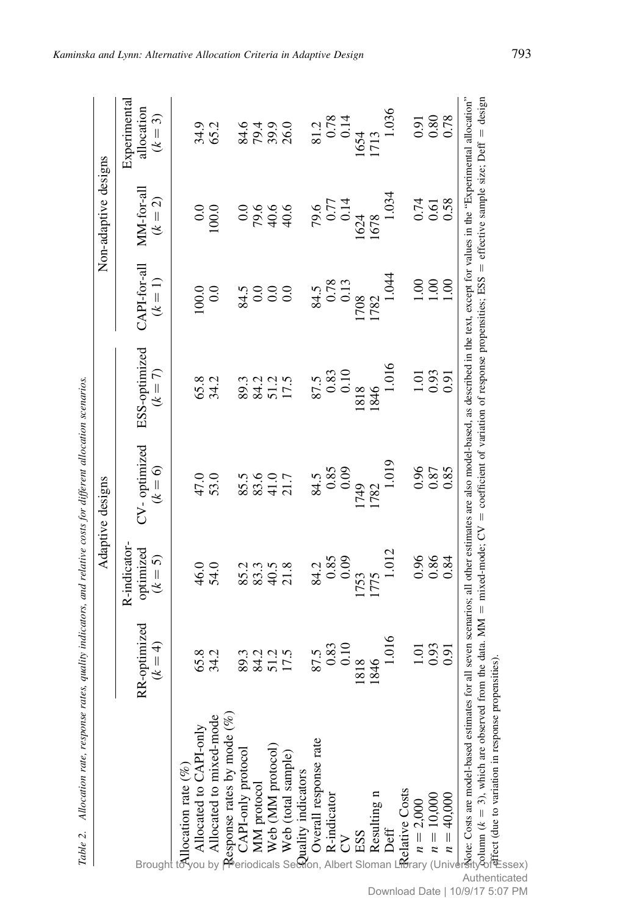Table 2. Allocation rate, response rates, quality indicators, and relative costs for different allocation scenarios.

| | Adaptive designs | | | | Non-adaptive designs | | |
|---|---|---|---|---|---|---|---|
| | RR-optimized ($k = 4$) | R-indicator-optimized ($k = 5$) | CV- optimized ($k = 6$) | ESS-optimized ($k = 7$) | CAPI-for-all ($k = 1$) | MM-for-all ($k = 2$) | Experimental allocation ($k = 3$) |
| Allocation rate (%) | | | | | | | |
| Allocated to CAPI-only | 65.8 | 46.0 | 47.0 | 65.8 | 100.0 | 0.0 | 34.9 |
| Allocated to mixed-mode | 34.2 | 54.0 | 53.0 | 34.2 | 0.0 | 100.0 | 65.2 |
| Response rates by mode (%) | | | | | | | |
| CAPI-only protocol | 89.3 | 85.2 | 85.5 | 89.3 | 84.5 | 0.0 | 84.6 |
| MM protocol | 84.2 | 83.3 | 83.6 | 84.2 | 0.0 | 79.6 | 79.4 |
| Web (MM protocol) | 51.2 | 40.5 | 41.0 | 51.2 | 0.0 | 40.6 | 39.9 |
| Web (total sample) | 17.5 | 21.8 | 21.7 | 17.5 | 0.0 | 40.6 | 26.0 |
| Quality indicators | | | | | | | |
| Overall response rate | 87.5 | 84.2 | 84.5 | 87.5 | 84.5 | 79.6 | 81.2 |
| R-indicator | 0.83 | 0.85 | 0.85 | 0.83 | 0.78 | 0.77 | 0.78 |
| CV | 0.10 | 0.09 | 0.09 | 0.10 | 0.13 | 0.14 | 0.14 |
| ESS | 1818 | 1753 | 1749 | 1818 | 1708 | 1624 | 1654 |
| Resulting n | 1846 | 1775 | 1782 | 1846 | 1782 | 1678 | 1713 |
| Deff | 1.016 | 1.012 | 1.019 | 1.016 | 1.044 | 1.034 | 1.036 |
| Relative Costs | | | | | | | |
| $n = 2{,}000$ | 1.01 | 0.96 | 0.96 | 1.01 | 1.00 | 0.74 | 0.91 |
| $n = 10{,}000$ | 0.93 | 0.86 | 0.87 | 0.93 | 1.00 | 0.61 | 0.80 |
| $n = 40{,}000$ | 0.91 | 0.84 | 0.85 | 0.91 | 1.00 | 0.58 | 0.78 |

Note: Costs are model-based estimates for all seven scenarios; all other estimates are also model-based, as described in the text, except for values in the "Experimental allocation" column ($k = 3$), which are observed from the data. MM = mixed-mode; CV = coefficient of variation of response propensities; ESS = effective sample size; Deff = design effect (due to variation in response propensities).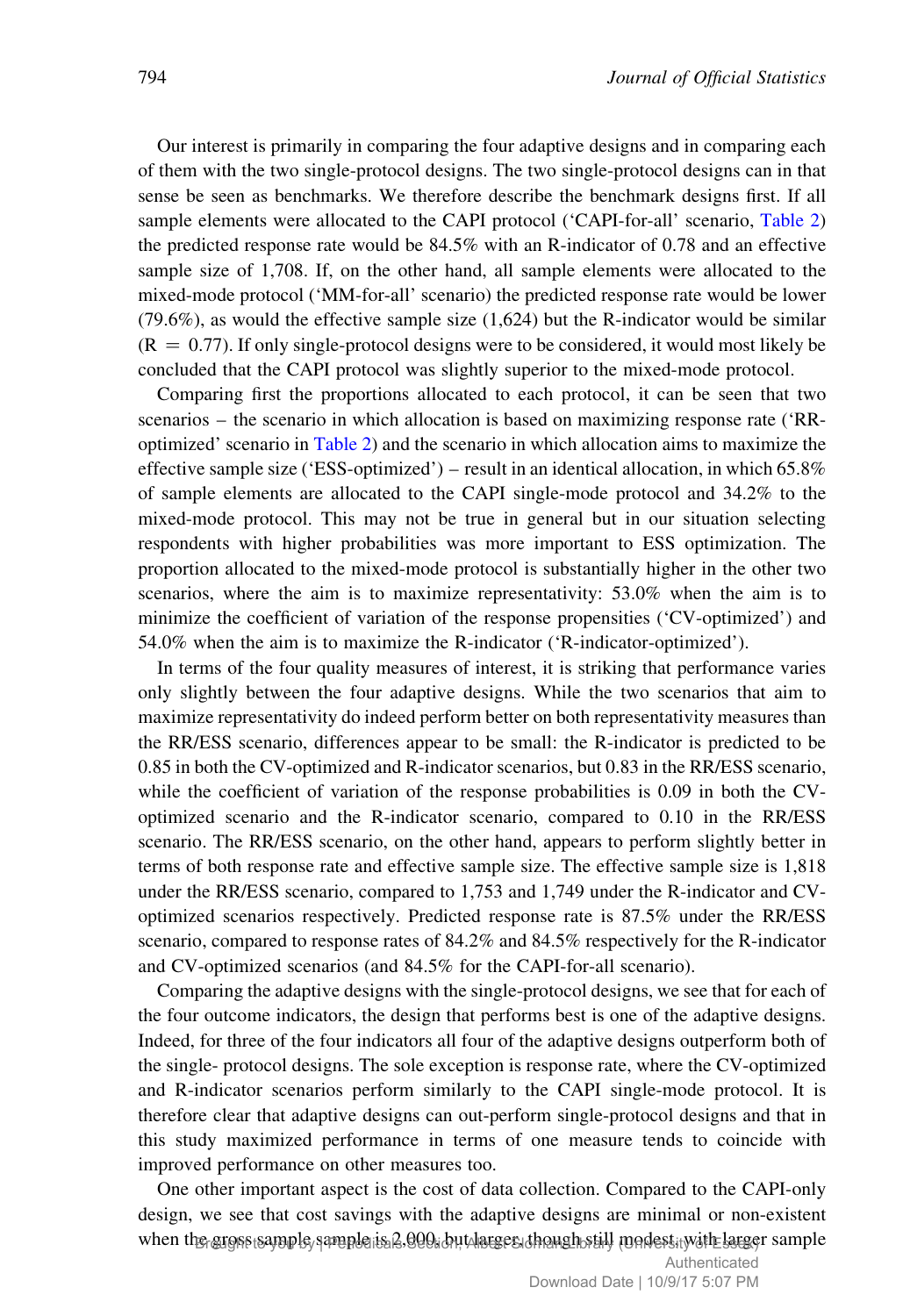Our interest is primarily in comparing the four adaptive designs and in comparing each of them with the two single-protocol designs. The two single-protocol designs can in that sense be seen as benchmarks. We therefore describe the benchmark designs first. If all sample elements were allocated to the CAPI protocol ('CAPI-for-all' scenario, Table 2) the predicted response rate would be 84.5% with an R-indicator of 0.78 and an effective sample size of 1,708. If, on the other hand, all sample elements were allocated to the mixed-mode protocol ('MM-for-all' scenario) the predicted response rate would be lower (79.6%), as would the effective sample size (1,624) but the R-indicator would be similar (R = 0.77). If only single-protocol designs were to be considered, it would most likely be concluded that the CAPI protocol was slightly superior to the mixed-mode protocol.

Comparing first the proportions allocated to each protocol, it can be seen that two scenarios – the scenario in which allocation is based on maximizing response rate ('RR-optimized' scenario in Table 2) and the scenario in which allocation aims to maximize the effective sample size ('ESS-optimized') – result in an identical allocation, in which 65.8% of sample elements are allocated to the CAPI single-mode protocol and 34.2% to the mixed-mode protocol. This may not be true in general but in our situation selecting respondents with higher probabilities was more important to ESS optimization. The proportion allocated to the mixed-mode protocol is substantially higher in the other two scenarios, where the aim is to maximize representativity: 53.0% when the aim is to minimize the coefficient of variation of the response propensities ('CV-optimized') and 54.0% when the aim is to maximize the R-indicator ('R-indicator-optimized').

In terms of the four quality measures of interest, it is striking that performance varies only slightly between the four adaptive designs. While the two scenarios that aim to maximize representativity do indeed perform better on both representativity measures than the RR/ESS scenario, differences appear to be small: the R-indicator is predicted to be 0.85 in both the CV-optimized and R-indicator scenarios, but 0.83 in the RR/ESS scenario, while the coefficient of variation of the response probabilities is 0.09 in both the CV-optimized scenario and the R-indicator scenario, compared to 0.10 in the RR/ESS scenario. The RR/ESS scenario, on the other hand, appears to perform slightly better in terms of both response rate and effective sample size. The effective sample size is 1,818 under the RR/ESS scenario, compared to 1,753 and 1,749 under the R-indicator and CV-optimized scenarios respectively. Predicted response rate is 87.5% under the RR/ESS scenario, compared to response rates of 84.2% and 84.5% respectively for the R-indicator and CV-optimized scenarios (and 84.5% for the CAPI-for-all scenario).

Comparing the adaptive designs with the single-protocol designs, we see that for each of the four outcome indicators, the design that performs best is one of the adaptive designs. Indeed, for three of the four indicators all four of the adaptive designs outperform both of the single- protocol designs. The sole exception is response rate, where the CV-optimized and R-indicator scenarios perform similarly to the CAPI single-mode protocol. It is therefore clear that adaptive designs can out-perform single-protocol designs and that in this study maximized performance in terms of one measure tends to coincide with improved performance on other measures too.

One other important aspect is the cost of data collection. Compared to the CAPI-only design, we see that cost savings with the adaptive designs are minimal or non-existent when the gross sample sample is 2,000, but larger, though still modest, with larger sample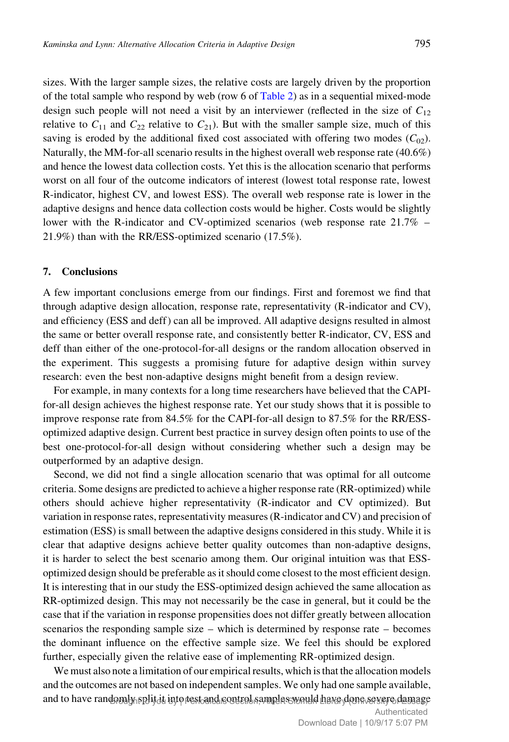sizes. With the larger sample sizes, the relative costs are largely driven by the proportion of the total sample who respond by web (row 6 of Table 2) as in a sequential mixed-mode design such people will not need a visit by an interviewer (reflected in the size of $C_{12}$ relative to $C_{11}$ and $C_{22}$ relative to $C_{21}$). But with the smaller sample size, much of this saving is eroded by the additional fixed cost associated with offering two modes ($C_{02}$). Naturally, the MM-for-all scenario results in the highest overall web response rate (40.6%) and hence the lowest data collection costs. Yet this is the allocation scenario that performs worst on all four of the outcome indicators of interest (lowest total response rate, lowest R-indicator, highest CV, and lowest ESS). The overall web response rate is lower in the adaptive designs and hence data collection costs would be higher. Costs would be slightly lower with the R-indicator and CV-optimized scenarios (web response rate 21.7% – 21.9%) than with the RR/ESS-optimized scenario (17.5%).

## 7. Conclusions

A few important conclusions emerge from our findings. First and foremost we find that through adaptive design allocation, response rate, representativity (R-indicator and CV), and efficiency (ESS and deff) can all be improved. All adaptive designs resulted in almost the same or better overall response rate, and consistently better R-indicator, CV, ESS and deff than either of the one-protocol-for-all designs or the random allocation observed in the experiment. This suggests a promising future for adaptive design within survey research: even the best non-adaptive designs might benefit from a design review.

For example, in many contexts for a long time researchers have believed that the CAPI-for-all design achieves the highest response rate. Yet our study shows that it is possible to improve response rate from 84.5% for the CAPI-for-all design to 87.5% for the RR/ESS-optimized adaptive design. Current best practice in survey design often points to use of the best one-protocol-for-all design without considering whether such a design may be outperformed by an adaptive design.

Second, we did not find a single allocation scenario that was optimal for all outcome criteria. Some designs are predicted to achieve a higher response rate (RR-optimized) while others should achieve higher representativity (R-indicator and CV optimized). But variation in response rates, representativity measures (R-indicator and CV) and precision of estimation (ESS) is small between the adaptive designs considered in this study. While it is clear that adaptive designs achieve better quality outcomes than non-adaptive designs, it is harder to select the best scenario among them. Our original intuition was that ESS-optimized design should be preferable as it should come closest to the most efficient design. It is interesting that in our study the ESS-optimized design achieved the same allocation as RR-optimized design. This may not necessarily be the case in general, but it could be the case that if the variation in response propensities does not differ greatly between allocation scenarios the responding sample size – which is determined by response rate – becomes the dominant influence on the effective sample size. We feel this should be explored further, especially given the relative ease of implementing RR-optimized design.

We must also note a limitation of our empirical results, which is that the allocation models and the outcomes are not based on independent samples. We only had one sample available, and to have randomly split it into test and control samples would have done severe damage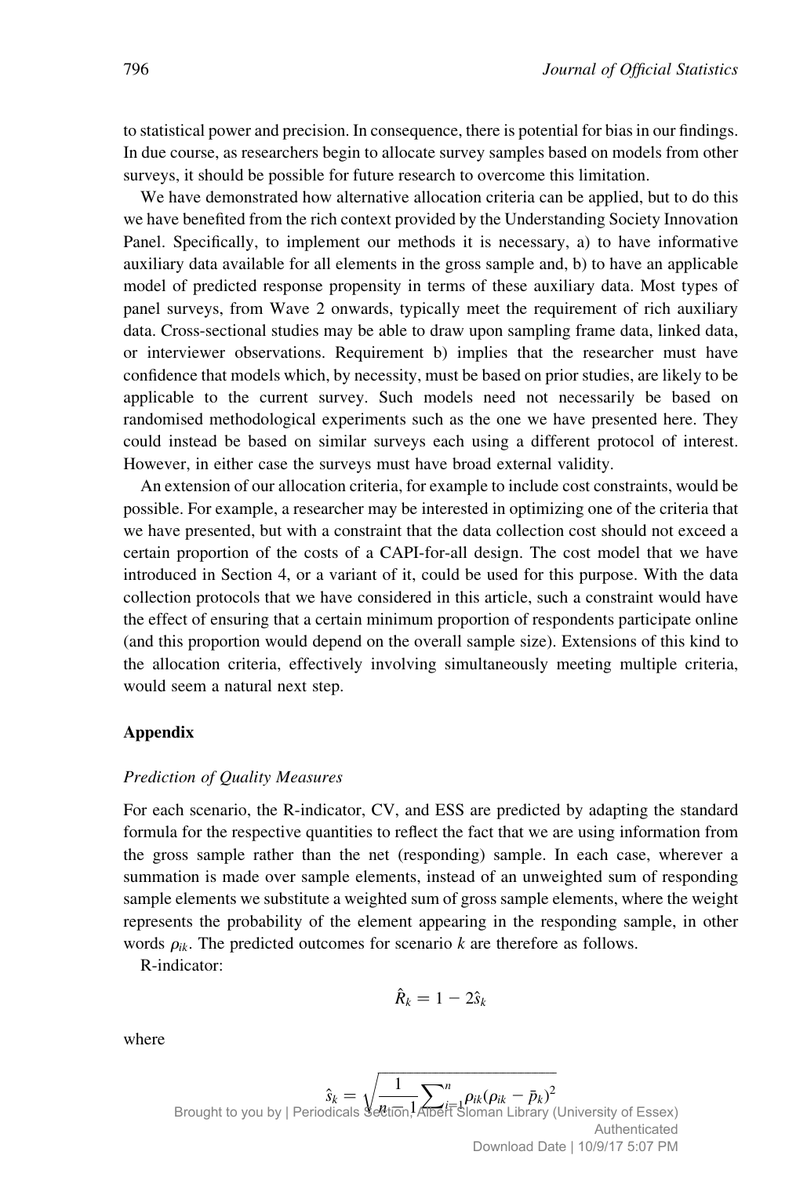to statistical power and precision. In consequence, there is potential for bias in our findings. In due course, as researchers begin to allocate survey samples based on models from other surveys, it should be possible for future research to overcome this limitation.

We have demonstrated how alternative allocation criteria can be applied, but to do this we have benefited from the rich context provided by the Understanding Society Innovation Panel. Specifically, to implement our methods it is necessary, a) to have informative auxiliary data available for all elements in the gross sample and, b) to have an applicable model of predicted response propensity in terms of these auxiliary data. Most types of panel surveys, from Wave 2 onwards, typically meet the requirement of rich auxiliary data. Cross-sectional studies may be able to draw upon sampling frame data, linked data, or interviewer observations. Requirement b) implies that the researcher must have confidence that models which, by necessity, must be based on prior studies, are likely to be applicable to the current survey. Such models need not necessarily be based on randomised methodological experiments such as the one we have presented here. They could instead be based on similar surveys each using a different protocol of interest. However, in either case the surveys must have broad external validity.

An extension of our allocation criteria, for example to include cost constraints, would be possible. For example, a researcher may be interested in optimizing one of the criteria that we have presented, but with a constraint that the data collection cost should not exceed a certain proportion of the costs of a CAPI-for-all design. The cost model that we have introduced in Section 4, or a variant of it, could be used for this purpose. With the data collection protocols that we have considered in this article, such a constraint would have the effect of ensuring that a certain minimum proportion of respondents participate online (and this proportion would depend on the overall sample size). Extensions of this kind to the allocation criteria, effectively involving simultaneously meeting multiple criteria, would seem a natural next step.

## Appendix

### *Prediction of Quality Measures*

For each scenario, the R-indicator, CV, and ESS are predicted by adapting the standard formula for the respective quantities to reflect the fact that we are using information from the gross sample rather than the net (responding) sample. In each case, wherever a summation is made over sample elements, instead of an unweighted sum of responding sample elements we substitute a weighted sum of gross sample elements, where the weight represents the probability of the element appearing in the responding sample, in other words $\rho_{ik}$. The predicted outcomes for scenario $k$ are therefore as follows.

R-indicator:

$$\hat{R}_k = 1 - 2\hat{s}_k$$

where

$$\hat{s}_k = \sqrt{\frac{1}{n-1}\sum_{i=1}^{n} \rho_{ik}(\rho_{ik} - \bar{p}_k)^2}$$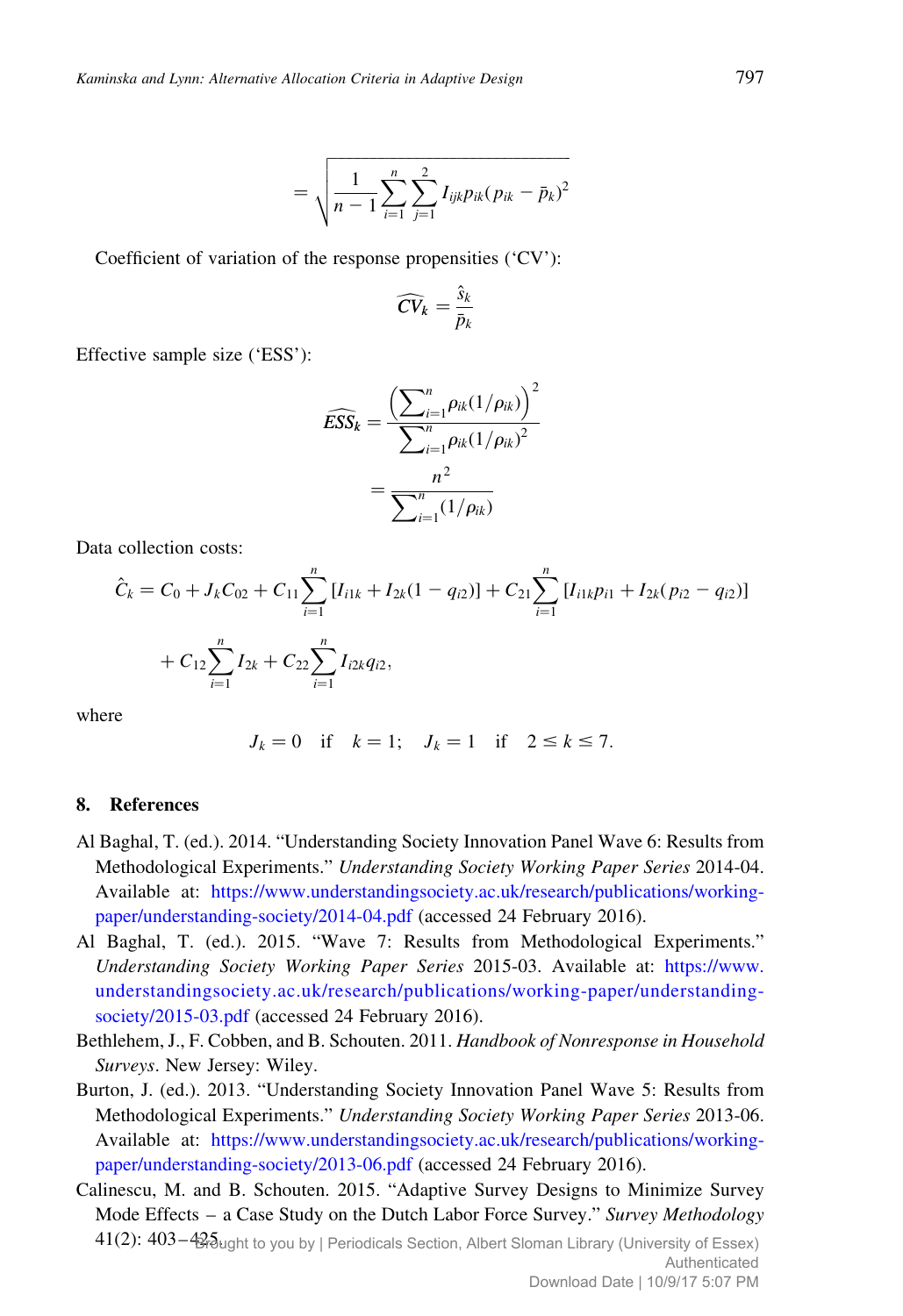$$= \sqrt{\frac{1}{n-1}\sum_{i=1}^{n}\sum_{j=1}^{2} I_{ijk} p_{ik} (p_{ik} - \bar{p}_k)^2}$$

Coefficient of variation of the response propensities ('CV'):

$$\widehat{CV}_k = \frac{\hat{s}_k}{\bar{p}_k}$$

Effective sample size ('ESS'):

$$\widehat{ESS}_k = \frac{\left(\sum_{i=1}^{n} \rho_{ik}(1/\rho_{ik})\right)^2}{\sum_{i=1}^{n} \rho_{ik}(1/\rho_{ik})^2}$$

$$= \frac{n^2}{\sum_{i=1}^{n}(1/\rho_{ik})}$$

Data collection costs:

$$\hat{C}_k = C_0 + J_k C_{02} + C_{11}\sum_{i=1}^{n}[I_{i1k} + I_{2k}(1 - q_{i2})] + C_{21}\sum_{i=1}^{n}[I_{i1k}p_{i1} + I_{2k}(p_{i2} - q_{i2})]$$

$$+ C_{12}\sum_{i=1}^{n} I_{2k} + C_{22}\sum_{i=1}^{n} I_{i2k} q_{i2},$$

where

$$J_k = 0 \quad \text{if} \quad k = 1; \quad J_k = 1 \quad \text{if} \quad 2 \leq k \leq 7.$$

## 8. References

Al Baghal, T. (ed.). 2014. "Understanding Society Innovation Panel Wave 6: Results from Methodological Experiments." *Understanding Society Working Paper Series* 2014-04. Available at: https://www.understandingsociety.ac.uk/research/publications/working-paper/understanding-society/2014-04.pdf (accessed 24 February 2016).

Al Baghal, T. (ed.). 2015. "Wave 7: Results from Methodological Experiments." *Understanding Society Working Paper Series* 2015-03. Available at: https://www.understandingsociety.ac.uk/research/publications/working-paper/understanding-society/2015-03.pdf (accessed 24 February 2016).

Bethlehem, J., F. Cobben, and B. Schouten. 2011. *Handbook of Nonresponse in Household Surveys*. New Jersey: Wiley.

Burton, J. (ed.). 2013. "Understanding Society Innovation Panel Wave 5: Results from Methodological Experiments." *Understanding Society Working Paper Series* 2013-06. Available at: https://www.understandingsociety.ac.uk/research/publications/working-paper/understanding-society/2013-06.pdf (accessed 24 February 2016).

Calinescu, M. and B. Schouten. 2015. "Adaptive Survey Designs to Minimize Survey Mode Effects – a Case Study on the Dutch Labor Force Survey." *Survey Methodology* 41(2): 403–425.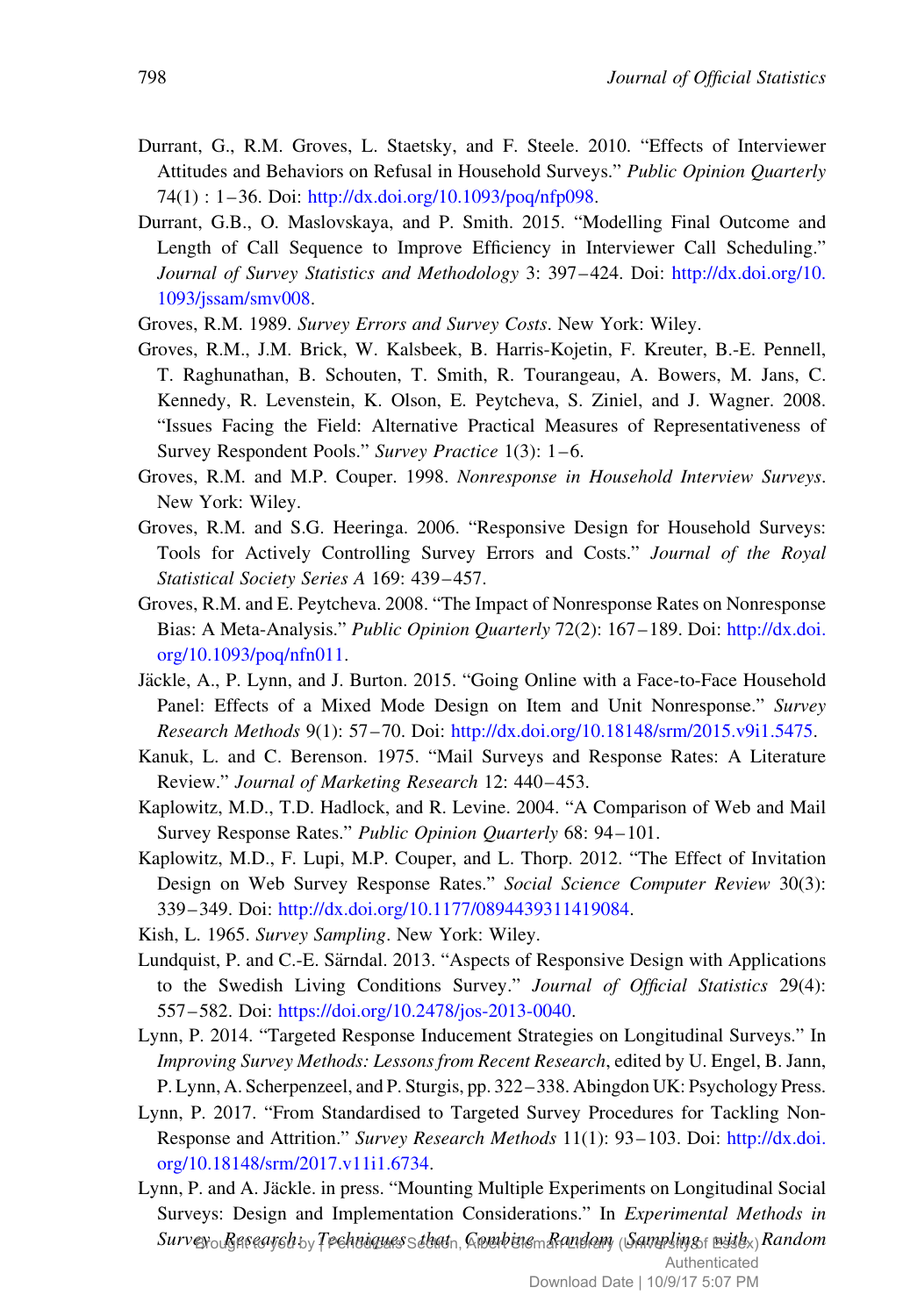Durrant, G., R.M. Groves, L. Staetsky, and F. Steele. 2010. "Effects of Interviewer Attitudes and Behaviors on Refusal in Household Surveys." *Public Opinion Quarterly* 74(1) : 1–36. Doi: http://dx.doi.org/10.1093/poq/nfp098.

Durrant, G.B., O. Maslovskaya, and P. Smith. 2015. "Modelling Final Outcome and Length of Call Sequence to Improve Efficiency in Interviewer Call Scheduling." *Journal of Survey Statistics and Methodology* 3: 397–424. Doi: http://dx.doi.org/10.1093/jssam/smv008.

Groves, R.M. 1989. *Survey Errors and Survey Costs*. New York: Wiley.

Groves, R.M., J.M. Brick, W. Kalsbeek, B. Harris-Kojetin, F. Kreuter, B.-E. Pennell, T. Raghunathan, B. Schouten, T. Smith, R. Tourangeau, A. Bowers, M. Jans, C. Kennedy, R. Levenstein, K. Olson, E. Peytcheva, S. Ziniel, and J. Wagner. 2008. "Issues Facing the Field: Alternative Practical Measures of Representativeness of Survey Respondent Pools." *Survey Practice* 1(3): 1–6.

Groves, R.M. and M.P. Couper. 1998. *Nonresponse in Household Interview Surveys*. New York: Wiley.

Groves, R.M. and S.G. Heeringa. 2006. "Responsive Design for Household Surveys: Tools for Actively Controlling Survey Errors and Costs." *Journal of the Royal Statistical Society Series A* 169: 439–457.

Groves, R.M. and E. Peytcheva. 2008. "The Impact of Nonresponse Rates on Nonresponse Bias: A Meta-Analysis." *Public Opinion Quarterly* 72(2): 167–189. Doi: http://dx.doi.org/10.1093/poq/nfn011.

Jäckle, A., P. Lynn, and J. Burton. 2015. "Going Online with a Face-to-Face Household Panel: Effects of a Mixed Mode Design on Item and Unit Nonresponse." *Survey Research Methods* 9(1): 57–70. Doi: http://dx.doi.org/10.18148/srm/2015.v9i1.5475.

Kanuk, L. and C. Berenson. 1975. "Mail Surveys and Response Rates: A Literature Review." *Journal of Marketing Research* 12: 440–453.

Kaplowitz, M.D., T.D. Hadlock, and R. Levine. 2004. "A Comparison of Web and Mail Survey Response Rates." *Public Opinion Quarterly* 68: 94–101.

Kaplowitz, M.D., F. Lupi, M.P. Couper, and L. Thorp. 2012. "The Effect of Invitation Design on Web Survey Response Rates." *Social Science Computer Review* 30(3): 339–349. Doi: http://dx.doi.org/10.1177/0894439311419084.

Kish, L. 1965. *Survey Sampling*. New York: Wiley.

Lundquist, P. and C.-E. Särndal. 2013. "Aspects of Responsive Design with Applications to the Swedish Living Conditions Survey." *Journal of Official Statistics* 29(4): 557–582. Doi: https://doi.org/10.2478/jos-2013-0040.

Lynn, P. 2014. "Targeted Response Inducement Strategies on Longitudinal Surveys." In *Improving Survey Methods: Lessons from Recent Research*, edited by U. Engel, B. Jann, P. Lynn, A. Scherpenzeel, and P. Sturgis, pp. 322–338. Abingdon UK: Psychology Press.

Lynn, P. 2017. "From Standardised to Targeted Survey Procedures for Tackling Non-Response and Attrition." *Survey Research Methods* 11(1): 93–103. Doi: http://dx.doi.org/10.18148/srm/2017.v11i1.6734.

Lynn, P. and A. Jäckle. in press. "Mounting Multiple Experiments on Longitudinal Social Surveys: Design and Implementation Considerations." In *Experimental Methods in Survey Research: Techniques that Combine Random Sampling with Random*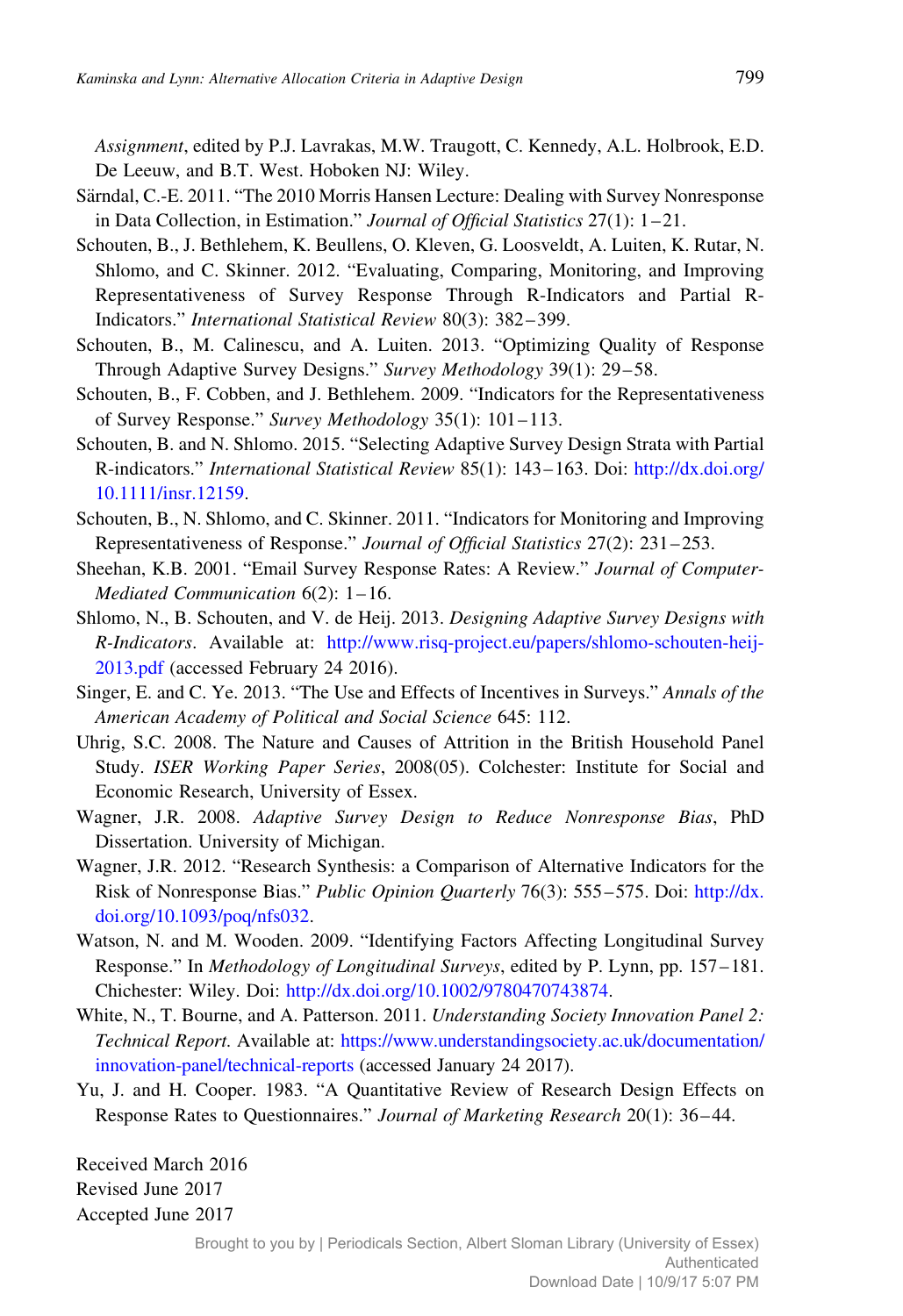*Assignment*, edited by P.J. Lavrakas, M.W. Traugott, C. Kennedy, A.L. Holbrook, E.D. De Leeuw, and B.T. West. Hoboken NJ: Wiley.

Särndal, C.-E. 2011. "The 2010 Morris Hansen Lecture: Dealing with Survey Nonresponse in Data Collection, in Estimation." *Journal of Official Statistics* 27(1): 1–21.

Schouten, B., J. Bethlehem, K. Beullens, O. Kleven, G. Loosveldt, A. Luiten, K. Rutar, N. Shlomo, and C. Skinner. 2012. "Evaluating, Comparing, Monitoring, and Improving Representativeness of Survey Response Through R-Indicators and Partial R-Indicators." *International Statistical Review* 80(3): 382–399.

Schouten, B., M. Calinescu, and A. Luiten. 2013. "Optimizing Quality of Response Through Adaptive Survey Designs." *Survey Methodology* 39(1): 29–58.

Schouten, B., F. Cobben, and J. Bethlehem. 2009. "Indicators for the Representativeness of Survey Response." *Survey Methodology* 35(1): 101–113.

Schouten, B. and N. Shlomo. 2015. "Selecting Adaptive Survey Design Strata with Partial R-indicators." *International Statistical Review* 85(1): 143–163. Doi: http://dx.doi.org/10.1111/insr.12159.

Schouten, B., N. Shlomo, and C. Skinner. 2011. "Indicators for Monitoring and Improving Representativeness of Response." *Journal of Official Statistics* 27(2): 231–253.

Sheehan, K.B. 2001. "Email Survey Response Rates: A Review." *Journal of Computer-Mediated Communication* 6(2): 1–16.

Shlomo, N., B. Schouten, and V. de Heij. 2013. *Designing Adaptive Survey Designs with R-Indicators*. Available at: http://www.risq-project.eu/papers/shlomo-schouten-heij-2013.pdf (accessed February 24 2016).

Singer, E. and C. Ye. 2013. "The Use and Effects of Incentives in Surveys." *Annals of the American Academy of Political and Social Science* 645: 112.

Uhrig, S.C. 2008. The Nature and Causes of Attrition in the British Household Panel Study. *ISER Working Paper Series*, 2008(05). Colchester: Institute for Social and Economic Research, University of Essex.

Wagner, J.R. 2008. *Adaptive Survey Design to Reduce Nonresponse Bias*, PhD Dissertation. University of Michigan.

Wagner, J.R. 2012. "Research Synthesis: a Comparison of Alternative Indicators for the Risk of Nonresponse Bias." *Public Opinion Quarterly* 76(3): 555–575. Doi: http://dx.doi.org/10.1093/poq/nfs032.

Watson, N. and M. Wooden. 2009. "Identifying Factors Affecting Longitudinal Survey Response." In *Methodology of Longitudinal Surveys*, edited by P. Lynn, pp. 157–181. Chichester: Wiley. Doi: http://dx.doi.org/10.1002/9780470743874.

White, N., T. Bourne, and A. Patterson. 2011. *Understanding Society Innovation Panel 2: Technical Report*. Available at: https://www.understandingsociety.ac.uk/documentation/innovation-panel/technical-reports (accessed January 24 2017).

Yu, J. and H. Cooper. 1983. "A Quantitative Review of Research Design Effects on Response Rates to Questionnaires." *Journal of Marketing Research* 20(1): 36–44.

Received March 2016
Revised June 2017
Accepted June 2017